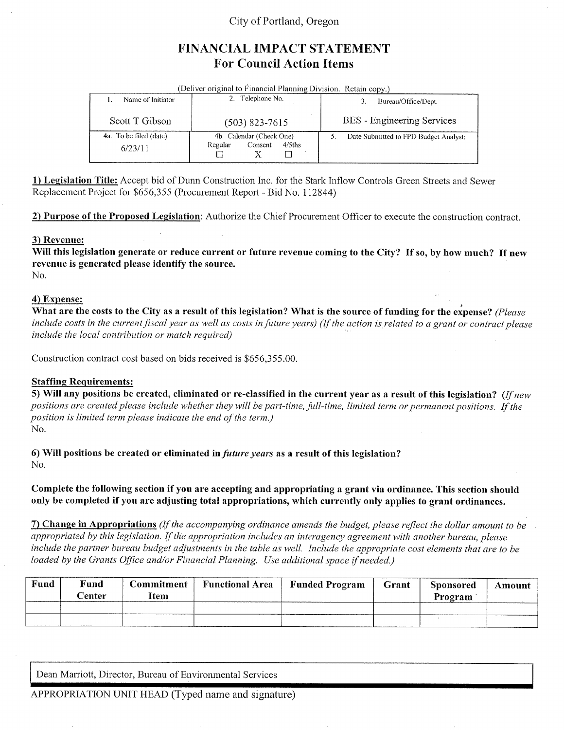City of Portland, Oregon

# FINANCIAL IMPACT STATEMENT
## For Council Action Items

(Deliver original to Financial Planning Division. Retain copy.)

| 1. Name of Initiator | 2. Telephone No. | 3. Bureau/Office/Dept. |
|---|---|---|
| Scott T Gibson | (503) 823-7615 | BES - Engineering Services |
| 4a. To be filed (date) 6/23/11 | 4b. Calendar (Check One) Regular ☐ Consent X 4/5ths ☐ | 5. Date Submitted to FPD Budget Analyst: |

**1) Legislation Title:** Accept bid of Dunn Construction Inc. for the Stark Inflow Controls Green Streets and Sewer Replacement Project for $656,355 (Procurement Report - Bid No. 112844)

**2) Purpose of the Proposed Legislation**: Authorize the Chief Procurement Officer to execute the construction contract.

**3) Revenue:**
**Will this legislation generate or reduce current or future revenue coming to the City? If so, by how much? If new revenue is generated please identify the source.**
No.

**4) Expense:**
**What are the costs to the City as a result of this legislation? What is the source of funding for the expense?** *(Please include costs in the current fiscal year as well as costs in future years) (If the action is related to a grant or contract please include the local contribution or match required)*

Construction contract cost based on bids received is $656,355.00.

**Staffing Requirements:**
**5) Will any positions be created, eliminated or re-classified in the current year as a result of this legislation?** *(If new positions are created please include whether they will be part-time, full-time, limited term or permanent positions. If the position is limited term please indicate the end of the term.)*
No.

**6) Will positions be created or eliminated in *future years* as a result of this legislation?**
No.

**Complete the following section if you are accepting and appropriating a grant via ordinance. This section should only be completed if you are adjusting total appropriations, which currently only applies to grant ordinances.**

**7) Change in Appropriations** *(If the accompanying ordinance amends the budget, please reflect the dollar amount to be appropriated by this legislation. If the appropriation includes an interagency agreement with another bureau, please include the partner bureau budget adjustments in the table as well. Include the appropriate cost elements that are to be loaded by the Grants Office and/or Financial Planning. Use additional space if needed.)*

| Fund | Fund Center | Commitment Item | Functional Area | Funded Program | Grant | Sponsored Program | Amount |
|---|---|---|---|---|---|---|---|
| | | | | | | | |
| | | | | | | | |

Dean Marriott, Director, Bureau of Environmental Services

APPROPRIATION UNIT HEAD (Typed name and signature)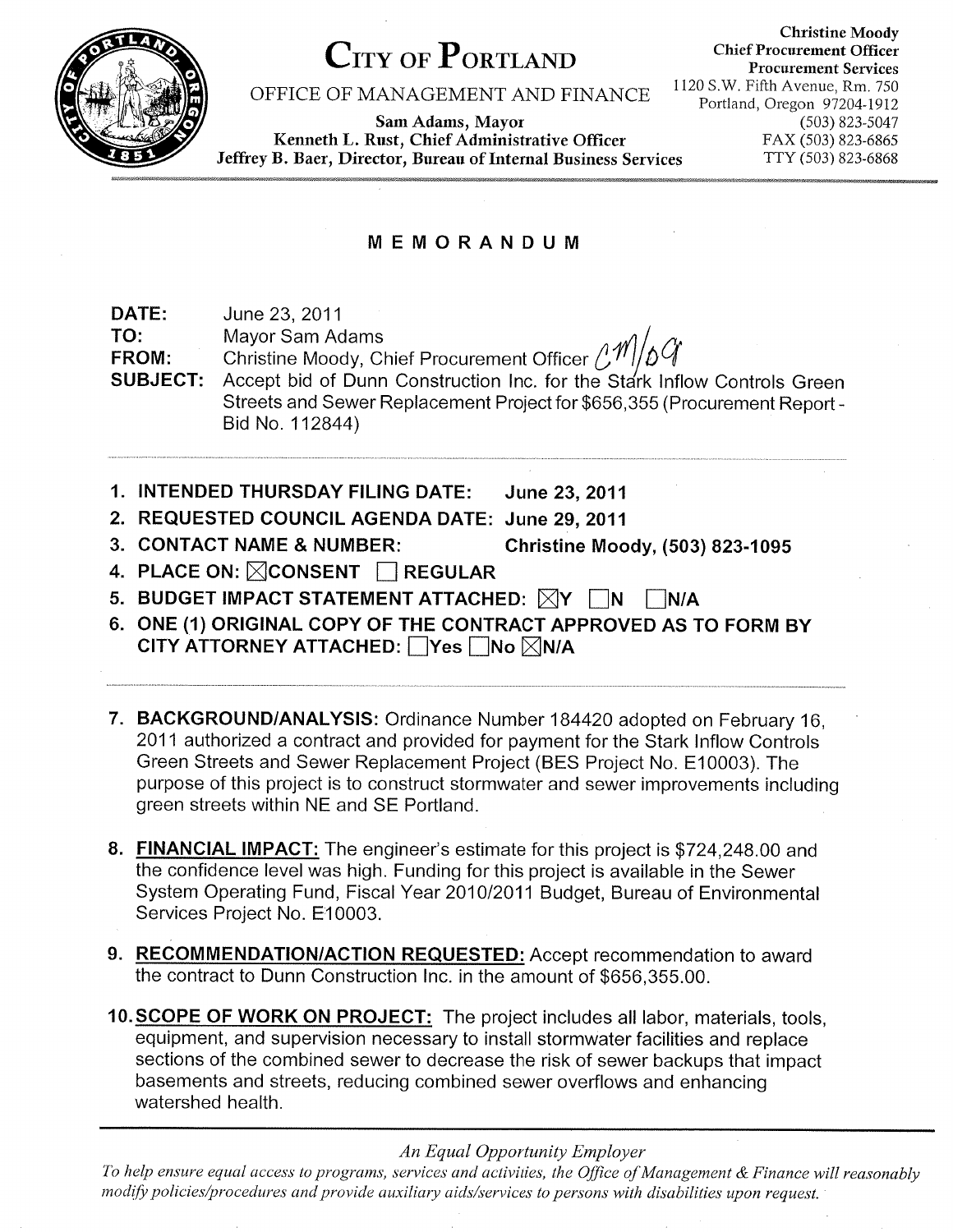# CITY OF PORTLAND

OFFICE OF MANAGEMENT AND FINANCE

**Sam Adams, Mayor**
**Kenneth L. Rust, Chief Administrative Officer**
**Jeffrey B. Baer, Director, Bureau of Internal Business Services**

**Christine Moody**
**Chief Procurement Officer**
**Procurement Services**
1120 S.W. Fifth Avenue, Rm. 750
Portland, Oregon 97204-1912
(503) 823-5047
FAX (503) 823-6865
TTY (503) 823-6868

## MEMORANDUM

**DATE:** June 23, 2011
**TO:** Mayor Sam Adams
**FROM:** Christine Moody, Chief Procurement Officer CM/bq
**SUBJECT:** Accept bid of Dunn Construction Inc. for the Stark Inflow Controls Green Streets and Sewer Replacement Project for $656,355 (Procurement Report - Bid No. 112844)

1. **INTENDED THURSDAY FILING DATE: June 23, 2011**
2. **REQUESTED COUNCIL AGENDA DATE: June 29, 2011**
3. **CONTACT NAME & NUMBER: Christine Moody, (503) 823-1095**
4. **PLACE ON: ☒CONSENT ☐ REGULAR**
5. **BUDGET IMPACT STATEMENT ATTACHED: ☒Y ☐N ☐N/A**
6. **ONE (1) ORIGINAL COPY OF THE CONTRACT APPROVED AS TO FORM BY CITY ATTORNEY ATTACHED: ☐Yes ☐No ☒N/A**

7. **BACKGROUND/ANALYSIS:** Ordinance Number 184420 adopted on February 16, 2011 authorized a contract and provided for payment for the Stark Inflow Controls Green Streets and Sewer Replacement Project (BES Project No. E10003). The purpose of this project is to construct stormwater and sewer improvements including green streets within NE and SE Portland.

8. **FINANCIAL IMPACT:** The engineer's estimate for this project is $724,248.00 and the confidence level was high. Funding for this project is available in the Sewer System Operating Fund, Fiscal Year 2010/2011 Budget, Bureau of Environmental Services Project No. E10003.

9. **RECOMMENDATION/ACTION REQUESTED:** Accept recommendation to award the contract to Dunn Construction Inc. in the amount of $656,355.00.

10. **SCOPE OF WORK ON PROJECT:** The project includes all labor, materials, tools, equipment, and supervision necessary to install stormwater facilities and replace sections of the combined sewer to decrease the risk of sewer backups that impact basements and streets, reducing combined sewer overflows and enhancing watershed health.

*An Equal Opportunity Employer*

*To help ensure equal access to programs, services and activities, the Office of Management & Finance will reasonably modify policies/procedures and provide auxiliary aids/services to persons with disabilities upon request.*